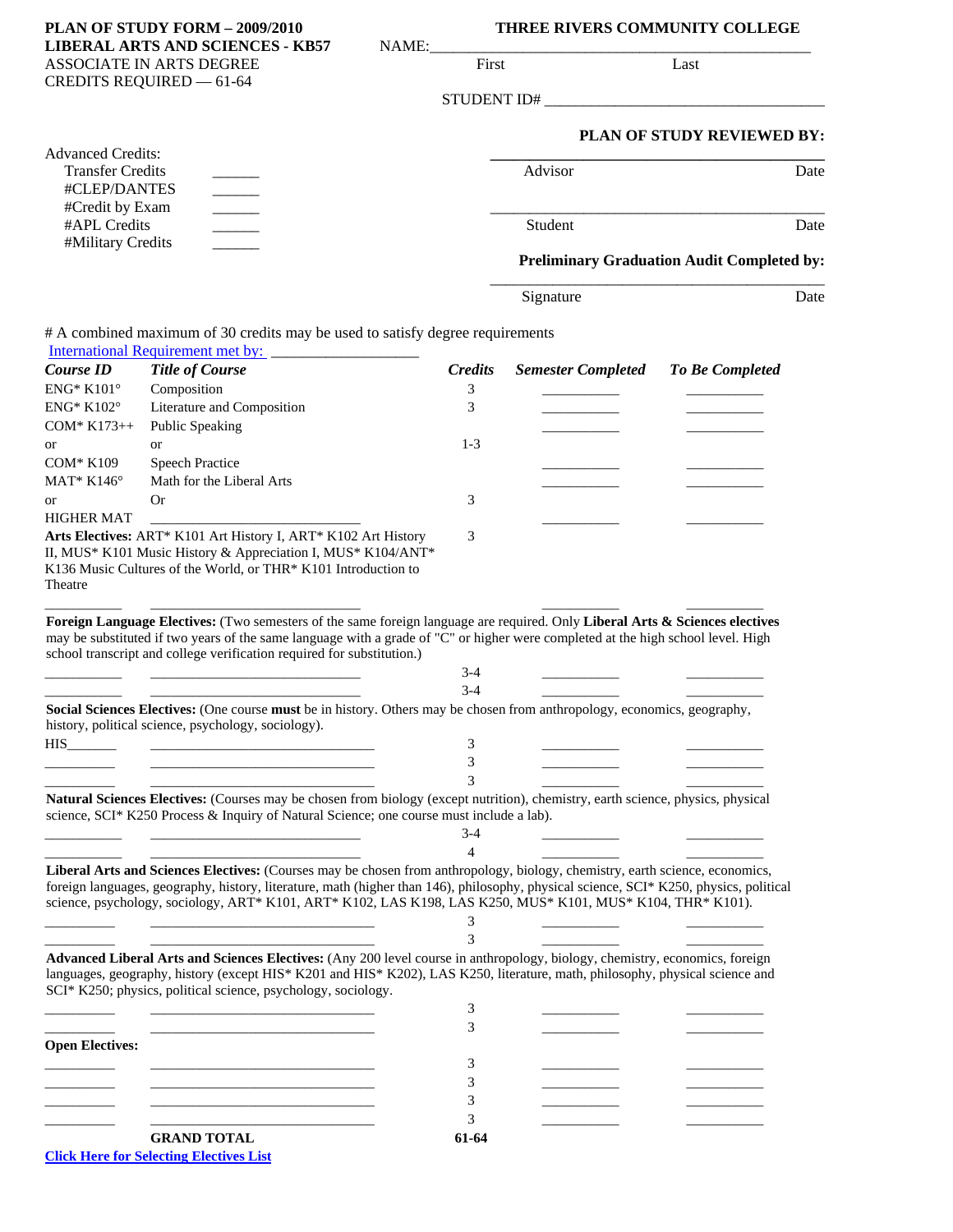**PLAN OF STUDY FORM – 2009/2010**
**LIBERAL ARTS AND SCIENCES - KB57**
ASSOCIATE IN ARTS DEGREE
CREDITS REQUIRED — 61-64

**THREE RIVERS COMMUNITY COLLEGE**

NAME:______________________________________________
First Last

STUDENT ID# ___________________________________

**PLAN OF STUDY REVIEWED BY:**

___________________________________________
Advisor Date

___________________________________________
Student Date

**Preliminary Graduation Audit Completed by:**

___________________________________________
Signature Date

Advanced Credits:
- Transfer Credits ______
- #CLEP/DANTES ______
- #Credit by Exam ______
- #APL Credits ______
- #Military Credits ______

# A combined maximum of 30 credits may be used to satisfy degree requirements

International Requirement met by: __________________

| *Course ID* | *Title of Course* | *Credits* | *Semester Completed* | *To Be Completed* |
|---|---|---|---|---|
| ENG* K101° | Composition | 3 | __________ | __________ |
| ENG* K102° | Literature and Composition | 3 | __________ | __________ |
| COM* K173++ | Public Speaking | | __________ | __________ |
| or | or | 1-3 | | |
| COM* K109 | Speech Practice | | __________ | __________ |
| MAT* K146° | Math for the Liberal Arts | | __________ | __________ |
| or | Or | 3 | | |
| HIGHER MAT | ___________________________ | | __________ | __________ |
| **Arts Electives:** ART* K101 Art History I, ART* K102 Art History II, MUS* K101 Music History & Appreciation I, MUS* K104/ANT* K136 Music Cultures of the World, or THR* K101 Introduction to Theatre | | 3 | | |
| __________ | ___________________________ | | __________ | __________ |

**Foreign Language Electives:** (Two semesters of the same foreign language are required. Only **Liberal Arts & Sciences electives** may be substituted if two years of the same language with a grade of "C" or higher were completed at the high school level. High school transcript and college verification required for substitution.)

| | | | | |
|---|---|---|---|---|
| __________ | ___________________________ | 3-4 | __________ | __________ |
| __________ | ___________________________ | 3-4 | __________ | __________ |

**Social Sciences Electives:** (One course **must** be in history. Others may be chosen from anthropology, economics, geography, history, political science, psychology, sociology).

| | | | | |
|---|---|---|---|---|
| HIS_______ | ___________________________ | 3 | __________ | __________ |
| __________ | ___________________________ | 3 | __________ | __________ |
| __________ | ___________________________ | 3 | __________ | __________ |

**Natural Sciences Electives:** (Courses may be chosen from biology (except nutrition), chemistry, earth science, physics, physical science, SCI* K250 Process & Inquiry of Natural Science; one course must include a lab).

| | | | | |
|---|---|---|---|---|
| __________ | ___________________________ | 3-4 | __________ | __________ |
| __________ | ___________________________ | 4 | __________ | __________ |

**Liberal Arts and Sciences Electives:** (Courses may be chosen from anthropology, biology, chemistry, earth science, economics, foreign languages, geography, history, literature, math (higher than 146), philosophy, physical science, SCI* K250, physics, political science, psychology, sociology, ART* K101, ART* K102, LAS K198, LAS K250, MUS* K101, MUS* K104, THR* K101).

| | | | | |
|---|---|---|---|---|
| __________ | ___________________________ | 3 | __________ | __________ |
| __________ | ___________________________ | 3 | __________ | __________ |

**Advanced Liberal Arts and Sciences Electives:** (Any 200 level course in anthropology, biology, chemistry, economics, foreign languages, geography, history (except HIS* K201 and HIS* K202), LAS K250, literature, math, philosophy, physical science and SCI* K250; physics, political science, psychology, sociology.

| | | | | |
|---|---|---|---|---|
| __________ | ___________________________ | 3 | __________ | __________ |
| __________ | ___________________________ | 3 | __________ | __________ |

**Open Electives:**

| | | | | |
|---|---|---|---|---|
| __________ | ___________________________ | 3 | __________ | __________ |
| __________ | ___________________________ | 3 | __________ | __________ |
| __________ | ___________________________ | 3 | __________ | __________ |
| __________ | ___________________________ | 3 | __________ | __________ |
| | **GRAND TOTAL** | **61-64** | | |

**Click Here for Selecting Electives List**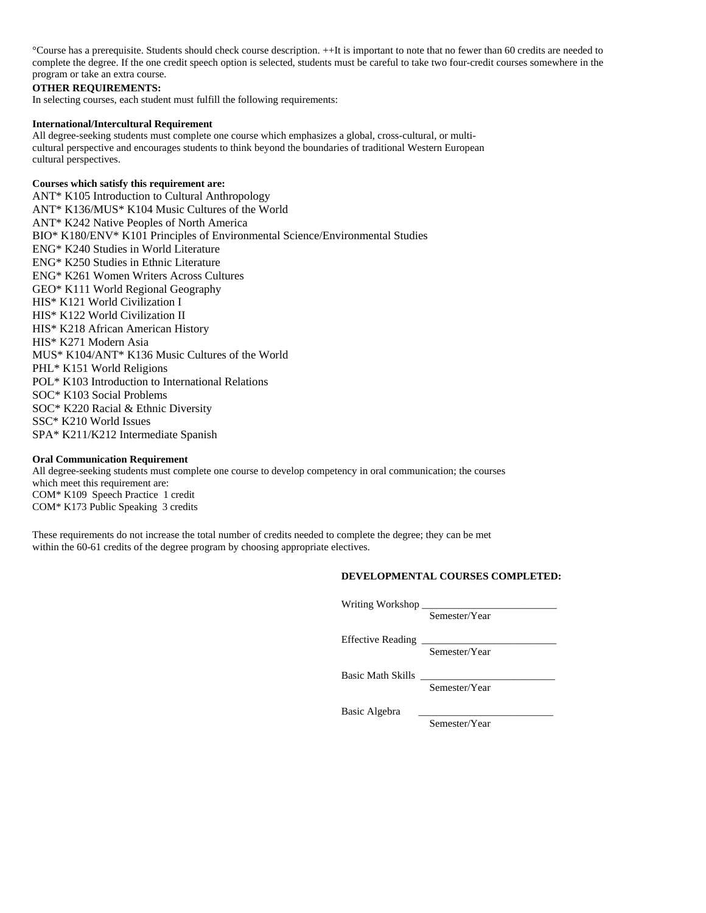°Course has a prerequisite. Students should check course description. ++It is important to note that no fewer than 60 credits are needed to complete the degree. If the one credit speech option is selected, students must be careful to take two four-credit courses somewhere in the program or take an extra course.

**OTHER REQUIREMENTS:**

In selecting courses, each student must fulfill the following requirements:

**International/Intercultural Requirement**

All degree-seeking students must complete one course which emphasizes a global, cross-cultural, or multi-cultural perspective and encourages students to think beyond the boundaries of traditional Western European cultural perspectives.

**Courses which satisfy this requirement are:**

ANT* K105 Introduction to Cultural Anthropology
ANT* K136/MUS* K104 Music Cultures of the World
ANT* K242 Native Peoples of North America
BIO* K180/ENV* K101 Principles of Environmental Science/Environmental Studies
ENG* K240 Studies in World Literature
ENG* K250 Studies in Ethnic Literature
ENG* K261 Women Writers Across Cultures
GEO* K111 World Regional Geography
HIS* K121 World Civilization I
HIS* K122 World Civilization II
HIS* K218 African American History
HIS* K271 Modern Asia
MUS* K104/ANT* K136 Music Cultures of the World
PHL* K151 World Religions
POL* K103 Introduction to International Relations
SOC* K103 Social Problems
SOC* K220 Racial & Ethnic Diversity
SSC* K210 World Issues
SPA* K211/K212 Intermediate Spanish

**Oral Communication Requirement**

All degree-seeking students must complete one course to develop competency in oral communication; the courses which meet this requirement are:

COM* K109 Speech Practice 1 credit
COM* K173 Public Speaking 3 credits

These requirements do not increase the total number of credits needed to complete the degree; they can be met within the 60-61 credits of the degree program by choosing appropriate electives.

**DEVELOPMENTAL COURSES COMPLETED:**

Writing Workshop ___________________________
Semester/Year

Effective Reading ___________________________
Semester/Year

Basic Math Skills ___________________________
Semester/Year

Basic Algebra ___________________________
Semester/Year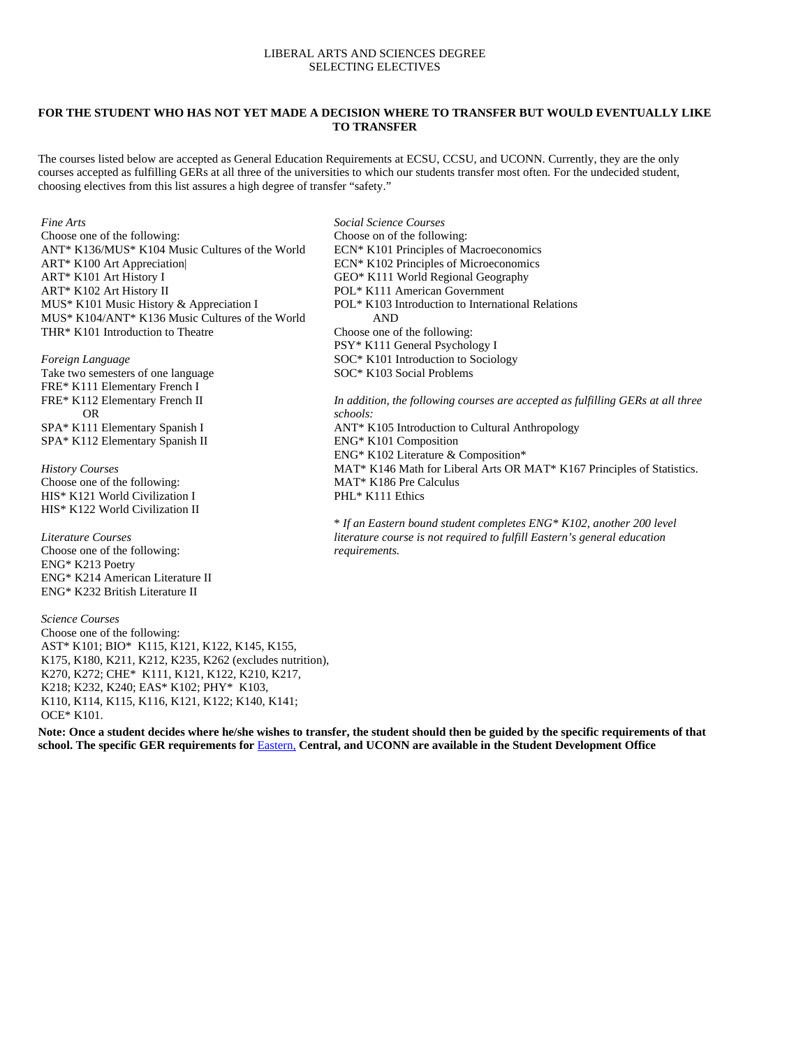# LIBERAL ARTS AND SCIENCES DEGREE
## SELECTING ELECTIVES

**FOR THE STUDENT WHO HAS NOT YET MADE A DECISION WHERE TO TRANSFER BUT WOULD EVENTUALLY LIKE TO TRANSFER**

The courses listed below are accepted as General Education Requirements at ECSU, CCSU, and UCONN. Currently, they are the only courses accepted as fulfilling GERs at all three of the universities to which our students transfer most often. For the undecided student, choosing electives from this list assures a high degree of transfer "safety."

*Fine Arts*
Choose one of the following:
ANT* K136/MUS* K104 Music Cultures of the World
ART* K100 Art Appreciation|
ART* K101 Art History I
ART* K102 Art History II
MUS* K101 Music History & Appreciation I
MUS* K104/ANT* K136 Music Cultures of the World
THR* K101 Introduction to Theatre

*Foreign Language*
Take two semesters of one language
FRE* K111 Elementary French I
FRE* K112 Elementary French II
OR
SPA* K111 Elementary Spanish I
SPA* K112 Elementary Spanish II

*History Courses*
Choose one of the following:
HIS* K121 World Civilization I
HIS* K122 World Civilization II

*Literature Courses*
Choose one of the following:
ENG* K213 Poetry
ENG* K214 American Literature II
ENG* K232 British Literature II

*Science Courses*
Choose one of the following:
AST* K101; BIO* K115, K121, K122, K145, K155, K175, K180, K211, K212, K235, K262 (excludes nutrition), K270, K272; CHE* K111, K121, K122, K210, K217, K218; K232, K240; EAS* K102; PHY* K103, K110, K114, K115, K116, K121, K122; K140, K141; OCE* K101.

*Social Science Courses*
Choose on of the following:
ECN* K101 Principles of Macroeconomics
ECN* K102 Principles of Microeconomics
GEO* K111 World Regional Geography
POL* K111 American Government
POL* K103 Introduction to International Relations
AND
Choose one of the following:
PSY* K111 General Psychology I
SOC* K101 Introduction to Sociology
SOC* K103 Social Problems

*In addition, the following courses are accepted as fulfilling GERs at all three schools:*
ANT* K105 Introduction to Cultural Anthropology
ENG* K101 Composition
ENG* K102 Literature & Composition*
MAT* K146 Math for Liberal Arts OR MAT* K167 Principles of Statistics.
MAT* K186 Pre Calculus
PHL* K111 Ethics

*\* If an Eastern bound student completes ENG* K102, another 200 level literature course is not required to fulfill Eastern's general education requirements.*

**Note: Once a student decides where he/she wishes to transfer, the student should then be guided by the specific requirements of that school. The specific GER requirements for Eastern, Central, and UCONN are available in the Student Development Office**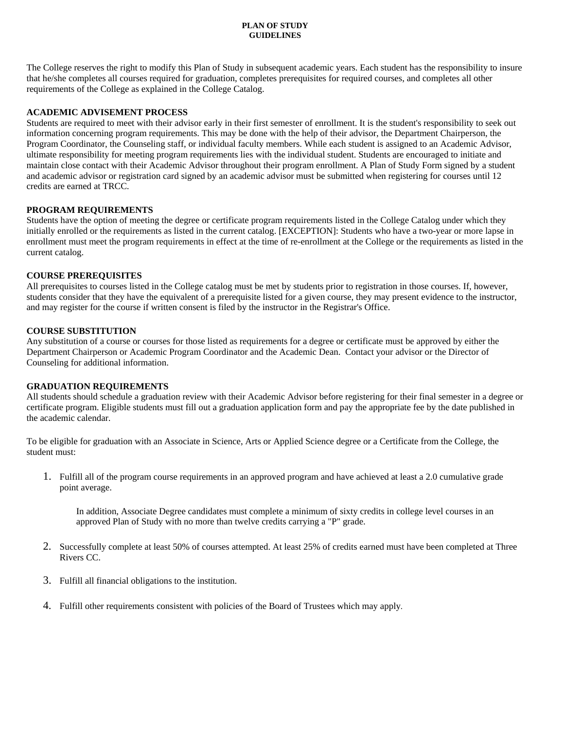# PLAN OF STUDY GUIDELINES

The College reserves the right to modify this Plan of Study in subsequent academic years. Each student has the responsibility to insure that he/she completes all courses required for graduation, completes prerequisites for required courses, and completes all other requirements of the College as explained in the College Catalog.

**ACADEMIC ADVISEMENT PROCESS**
Students are required to meet with their advisor early in their first semester of enrollment. It is the student's responsibility to seek out information concerning program requirements. This may be done with the help of their advisor, the Department Chairperson, the Program Coordinator, the Counseling staff, or individual faculty members. While each student is assigned to an Academic Advisor, ultimate responsibility for meeting program requirements lies with the individual student. Students are encouraged to initiate and maintain close contact with their Academic Advisor throughout their program enrollment. A Plan of Study Form signed by a student and academic advisor or registration card signed by an academic advisor must be submitted when registering for courses until 12 credits are earned at TRCC.

**PROGRAM REQUIREMENTS**
Students have the option of meeting the degree or certificate program requirements listed in the College Catalog under which they initially enrolled or the requirements as listed in the current catalog. [EXCEPTION]: Students who have a two-year or more lapse in enrollment must meet the program requirements in effect at the time of re-enrollment at the College or the requirements as listed in the current catalog.

**COURSE PREREQUISITES**
All prerequisites to courses listed in the College catalog must be met by students prior to registration in those courses. If, however, students consider that they have the equivalent of a prerequisite listed for a given course, they may present evidence to the instructor, and may register for the course if written consent is filed by the instructor in the Registrar's Office.

**COURSE SUBSTITUTION**
Any substitution of a course or courses for those listed as requirements for a degree or certificate must be approved by either the Department Chairperson or Academic Program Coordinator and the Academic Dean. Contact your advisor or the Director of Counseling for additional information.

**GRADUATION REQUIREMENTS**
All students should schedule a graduation review with their Academic Advisor before registering for their final semester in a degree or certificate program. Eligible students must fill out a graduation application form and pay the appropriate fee by the date published in the academic calendar.

To be eligible for graduation with an Associate in Science, Arts or Applied Science degree or a Certificate from the College, the student must:

1. Fulfill all of the program course requirements in an approved program and have achieved at least a 2.0 cumulative grade point average.

   In addition, Associate Degree candidates must complete a minimum of sixty credits in college level courses in an approved Plan of Study with no more than twelve credits carrying a "P" grade.

2. Successfully complete at least 50% of courses attempted. At least 25% of credits earned must have been completed at Three Rivers CC.

3. Fulfill all financial obligations to the institution.

4. Fulfill other requirements consistent with policies of the Board of Trustees which may apply.